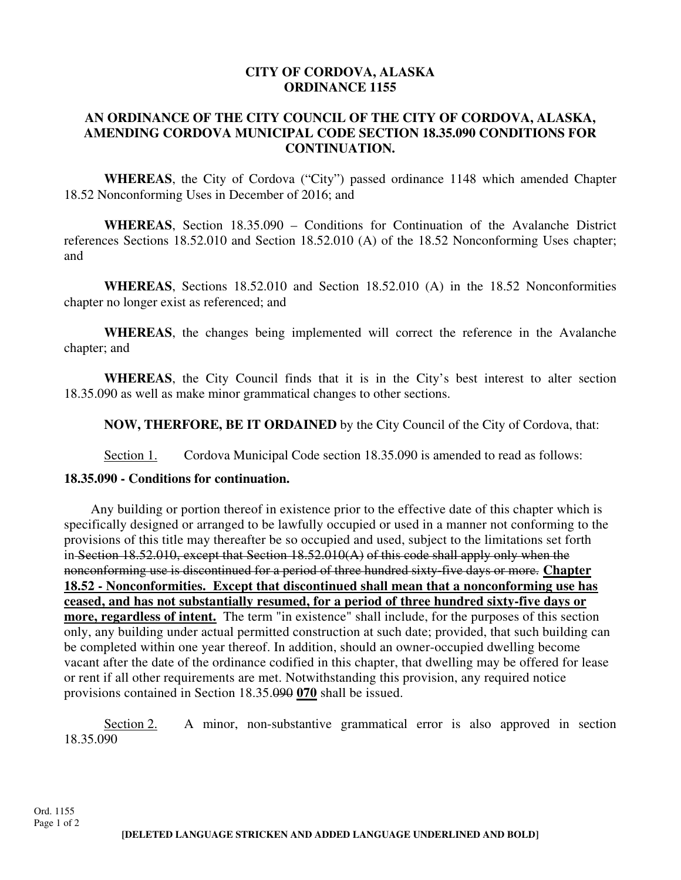**CITY OF CORDOVA, ALASKA**
**ORDINANCE 1155**

**AN ORDINANCE OF THE CITY COUNCIL OF THE CITY OF CORDOVA, ALASKA, AMENDING CORDOVA MUNICIPAL CODE SECTION 18.35.090 CONDITIONS FOR CONTINUATION.**

**WHEREAS**, the City of Cordova ("City") passed ordinance 1148 which amended Chapter 18.52 Nonconforming Uses in December of 2016; and

**WHEREAS**, Section 18.35.090 – Conditions for Continuation of the Avalanche District references Sections 18.52.010 and Section 18.52.010 (A) of the 18.52 Nonconforming Uses chapter; and

**WHEREAS**, Sections 18.52.010 and Section 18.52.010 (A) in the 18.52 Nonconformities chapter no longer exist as referenced; and

**WHEREAS**, the changes being implemented will correct the reference in the Avalanche chapter; and

**WHEREAS**, the City Council finds that it is in the City's best interest to alter section 18.35.090 as well as make minor grammatical changes to other sections.

**NOW, THERFORE, BE IT ORDAINED** by the City Council of the City of Cordova, that:

Section 1. Cordova Municipal Code section 18.35.090 is amended to read as follows:

**18.35.090 - Conditions for continuation.**

Any building or portion thereof in existence prior to the effective date of this chapter which is specifically designed or arranged to be lawfully occupied or used in a manner not conforming to the provisions of this title may thereafter be so occupied and used, subject to the limitations set forth in ~~Section 18.52.010, except that Section 18.52.010(A) of this code shall apply only when the nonconforming use is discontinued for a period of three hundred sixty-five days or more.~~ **<u>Chapter 18.52 - Nonconformities. Except that discontinued shall mean that a nonconforming use has ceased, and has not substantially resumed, for a period of three hundred sixty-five days or more, regardless of intent.</u>** The term "in existence" shall include, for the purposes of this section only, any building under actual permitted construction at such date; provided, that such building can be completed within one year thereof. In addition, should an owner-occupied dwelling become vacant after the date of the ordinance codified in this chapter, that dwelling may be offered for lease or rent if all other requirements are met. Notwithstanding this provision, any required notice provisions contained in Section 18.35.~~090~~ **<u>070</u>** shall be issued.

Section 2. A minor, non-substantive grammatical error is also approved in section 18.35.090

**[DELETED LANGUAGE STRICKEN AND ADDED LANGUAGE UNDERLINED AND BOLD]**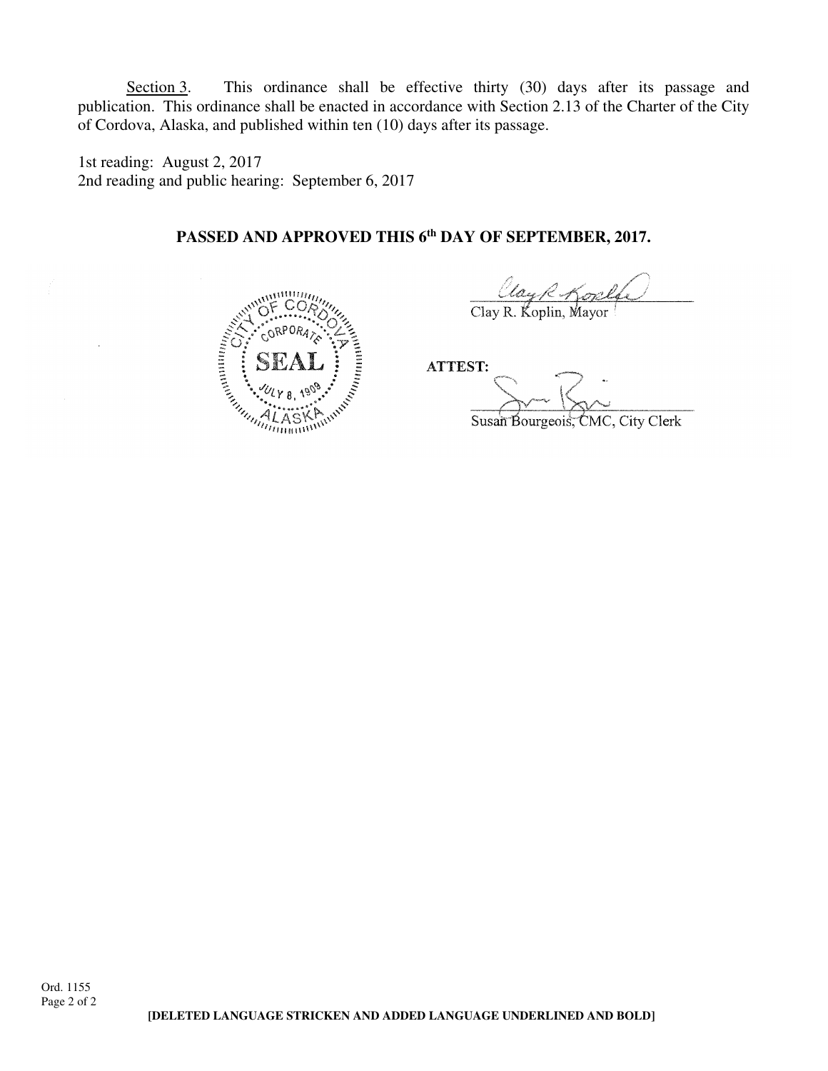Section 3. This ordinance shall be effective thirty (30) days after its passage and publication. This ordinance shall be enacted in accordance with Section 2.13 of the Charter of the City of Cordova, Alaska, and published within ten (10) days after its passage.

1st reading: August 2, 2017
2nd reading and public hearing: September 6, 2017

**PASSED AND APPROVED THIS 6th DAY OF SEPTEMBER, 2017.**

CITY OF CORDOVA CORPORATE SEAL JULY 8, 1909 ALASKA

Clay R. Koplin, Mayor

**ATTEST:**

Susan Bourgeois, CMC, City Clerk

Ord. 1155

**[DELETED LANGUAGE STRICKEN AND ADDED LANGUAGE UNDERLINED AND BOLD]**